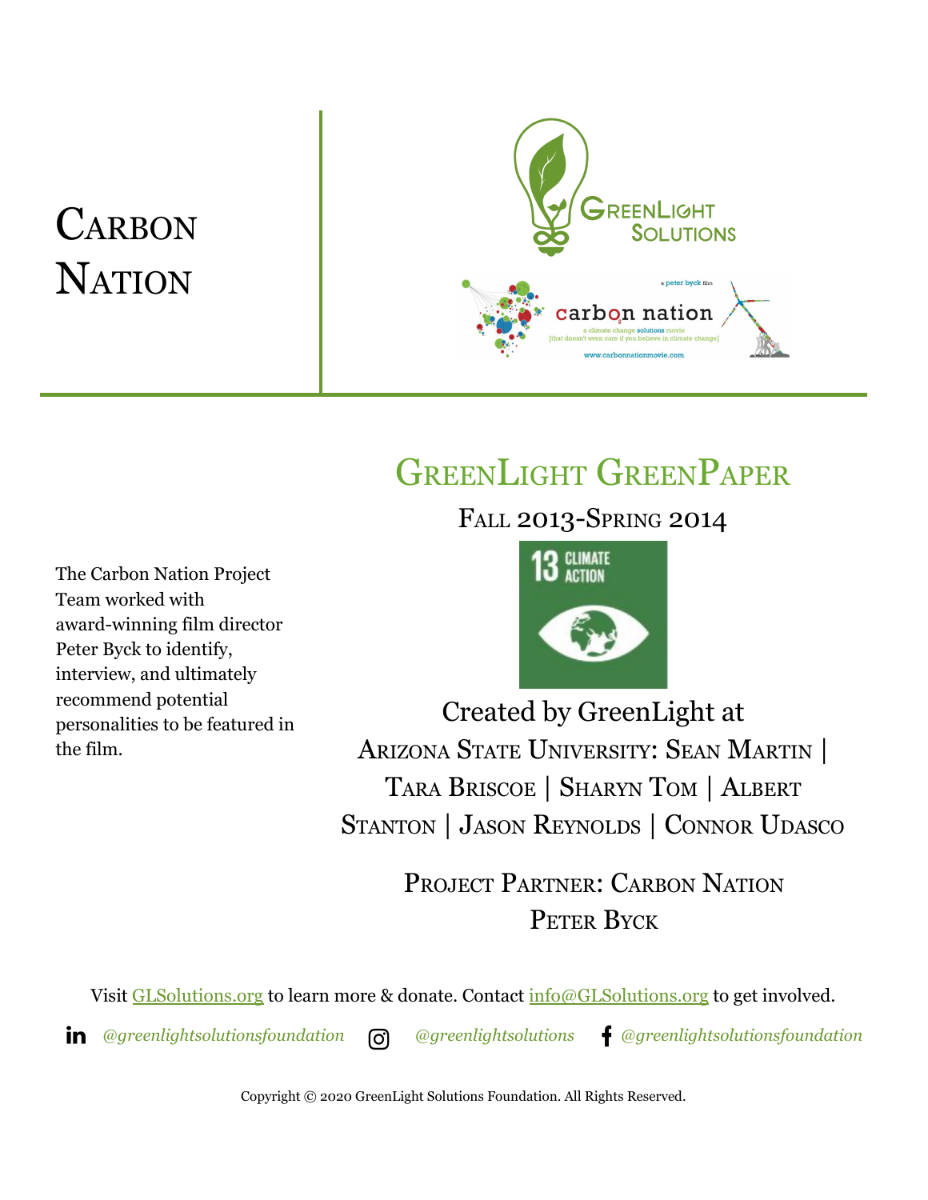# Carbon Nation

## GreenLight GreenPaper

Fall 2013-Spring 2014

The Carbon Nation Project Team worked with award-winning film director Peter Byck to identify, interview, and ultimately recommend potential personalities to be featured in the film.

Created by GreenLight at

Arizona State University: Sean Martin | Tara Briscoe | Sharyn Tom | Albert Stanton | Jason Reynolds | Connor Udasco

Project Partner: Carbon Nation

Peter Byck

Visit GLSolutions.org to learn more & donate. Contact info@GLSolutions.org to get involved.

*@greenlightsolutionsfoundation* *@greenlightsolutions* *@greenlightsolutionsfoundation*

Copyright © 2020 GreenLight Solutions Foundation. All Rights Reserved.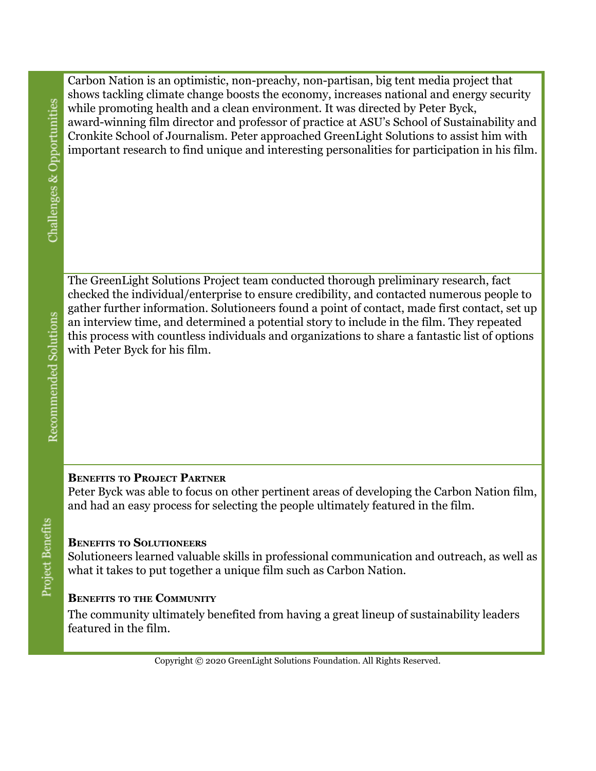## Challenges & Opportunities

Carbon Nation is an optimistic, non-preachy, non-partisan, big tent media project that shows tackling climate change boosts the economy, increases national and energy security while promoting health and a clean environment. It was directed by Peter Byck, award-winning film director and professor of practice at ASU's School of Sustainability and Cronkite School of Journalism. Peter approached GreenLight Solutions to assist him with important research to find unique and interesting personalities for participation in his film.

## Recommended Solutions

The GreenLight Solutions Project team conducted thorough preliminary research, fact checked the individual/enterprise to ensure credibility, and contacted numerous people to gather further information. Solutioneers found a point of contact, made first contact, set up an interview time, and determined a potential story to include in the film. They repeated this process with countless individuals and organizations to share a fantastic list of options with Peter Byck for his film.

## Project Benefits

**BENEFITS TO PROJECT PARTNER**

Peter Byck was able to focus on other pertinent areas of developing the Carbon Nation film, and had an easy process for selecting the people ultimately featured in the film.

**BENEFITS TO SOLUTIONEERS**

Solutioneers learned valuable skills in professional communication and outreach, as well as what it takes to put together a unique film such as Carbon Nation.

**BENEFITS TO THE COMMUNITY**

The community ultimately benefited from having a great lineup of sustainability leaders featured in the film.

Copyright © 2020 GreenLight Solutions Foundation. All Rights Reserved.